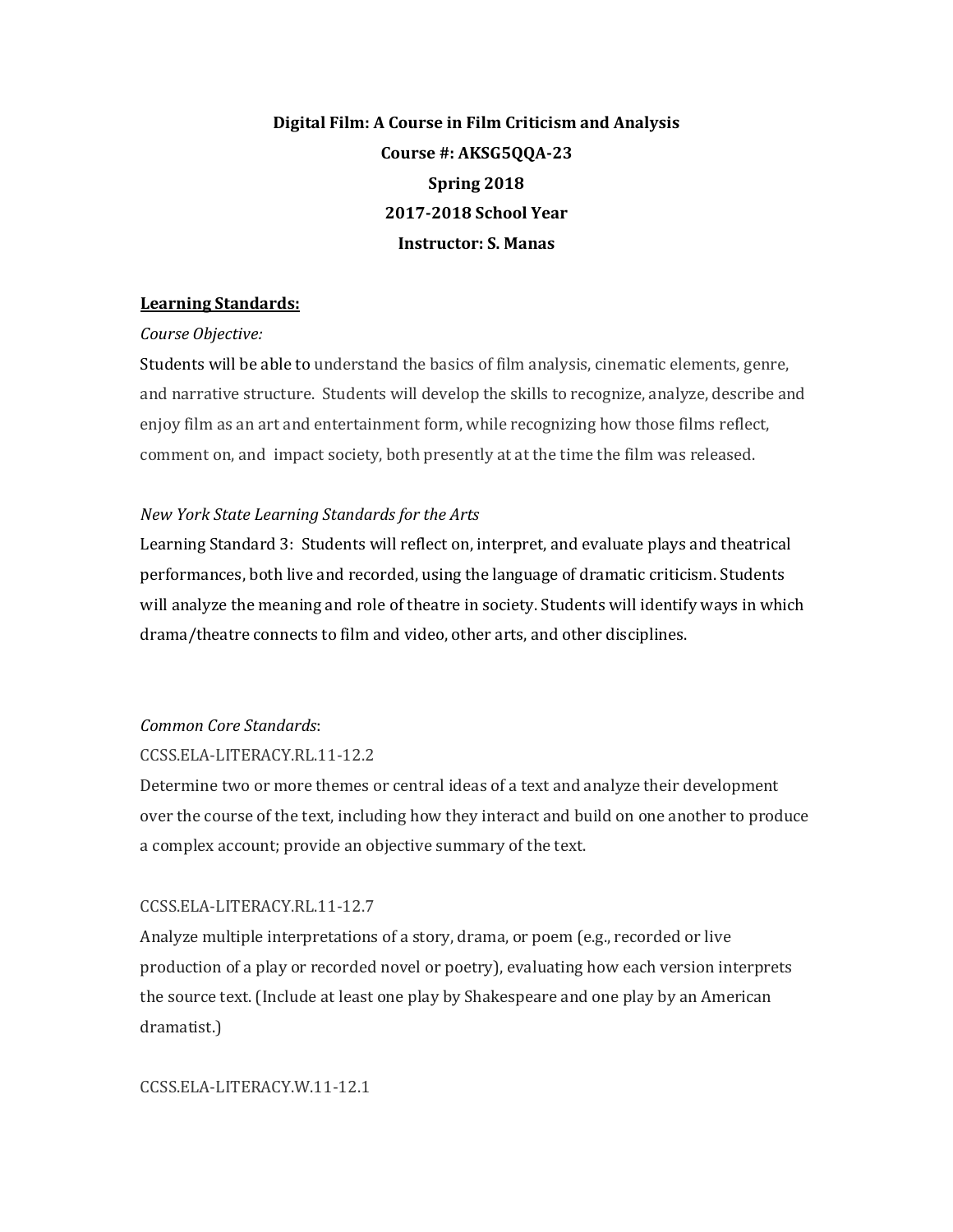**Digital Film: A Course in Film Criticism and Analysis**

**Course #: AKSG5QQA-23**

**Spring 2018**

**2017-2018 School Year**

**Instructor: S. Manas**

## <u>Learning Standards:</u>

*Course Objective:*

Students will be able to understand the basics of film analysis, cinematic elements, genre, and narrative structure. Students will develop the skills to recognize, analyze, describe and enjoy film as an art and entertainment form, while recognizing how those films reflect, comment on, and impact society, both presently at at the time the film was released.

*New York State Learning Standards for the Arts*

Learning Standard 3: Students will reflect on, interpret, and evaluate plays and theatrical performances, both live and recorded, using the language of dramatic criticism. Students will analyze the meaning and role of theatre in society. Students will identify ways in which drama/theatre connects to film and video, other arts, and other disciplines.

*Common Core Standards*:

CCSS.ELA-LITERACY.RL.11-12.2

Determine two or more themes or central ideas of a text and analyze their development over the course of the text, including how they interact and build on one another to produce a complex account; provide an objective summary of the text.

CCSS.ELA-LITERACY.RL.11-12.7

Analyze multiple interpretations of a story, drama, or poem (e.g., recorded or live production of a play or recorded novel or poetry), evaluating how each version interprets the source text. (Include at least one play by Shakespeare and one play by an American dramatist.)

CCSS.ELA-LITERACY.W.11-12.1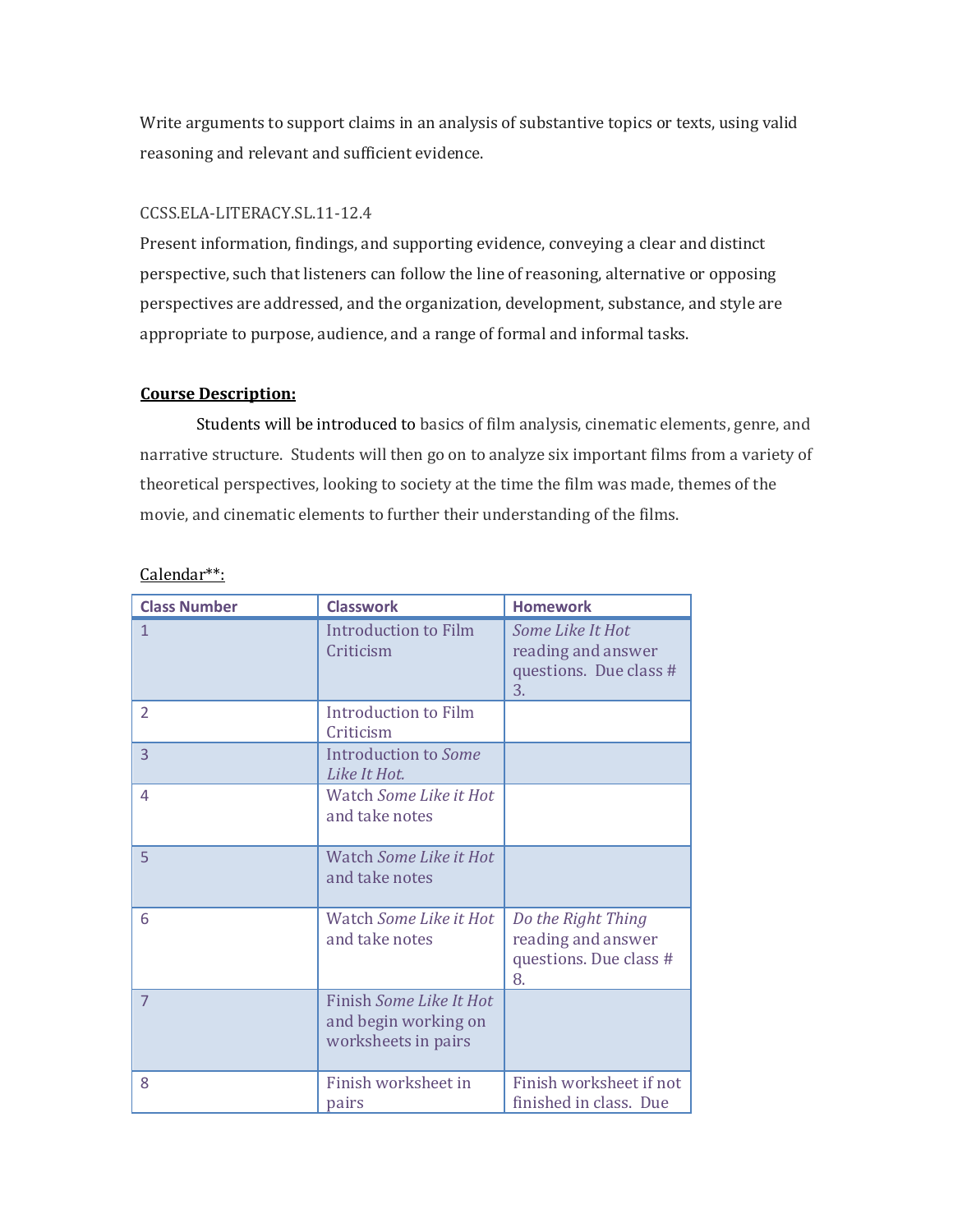Write arguments to support claims in an analysis of substantive topics or texts, using valid reasoning and relevant and sufficient evidence.

CCSS.ELA-LITERACY.SL.11-12.4
Present information, findings, and supporting evidence, conveying a clear and distinct perspective, such that listeners can follow the line of reasoning, alternative or opposing perspectives are addressed, and the organization, development, substance, and style are appropriate to purpose, audience, and a range of formal and informal tasks.

**Course Description:**

Students will be introduced to basics of film analysis, cinematic elements, genre, and narrative structure. Students will then go on to analyze six important films from a variety of theoretical perspectives, looking to society at the time the film was made, themes of the movie, and cinematic elements to further their understanding of the films.

Calendar**:

| Class Number | Classwork | Homework |
|---|---|---|
| 1 | Introduction to Film Criticism | *Some Like It Hot* reading and answer questions. Due class # 3. |
| 2 | Introduction to Film Criticism | |
| 3 | Introduction to *Some Like It Hot.* | |
| 4 | Watch *Some Like it Hot* and take notes | |
| 5 | Watch *Some Like it Hot* and take notes | |
| 6 | Watch *Some Like it Hot* and take notes | *Do the Right Thing* reading and answer questions. Due class # 8. |
| 7 | Finish *Some Like It Hot* and begin working on worksheets in pairs | |
| 8 | Finish worksheet in pairs | Finish worksheet if not finished in class. Due |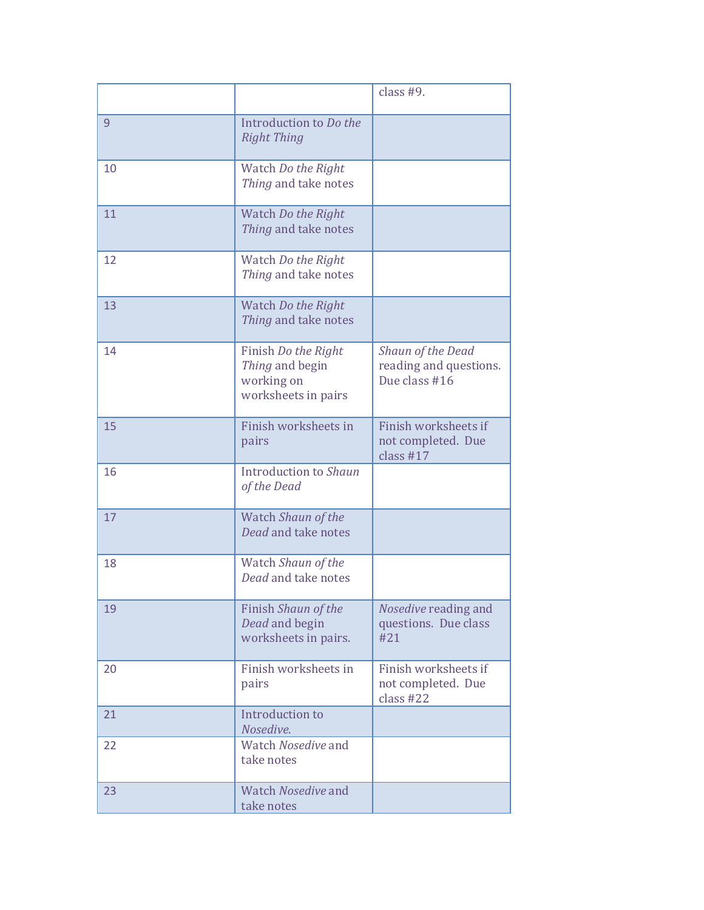|  |  | class #9. |
|---|---|---|
| 9 | Introduction to *Do the Right Thing* |  |
| 10 | Watch *Do the Right Thing* and take notes |  |
| 11 | Watch *Do the Right Thing* and take notes |  |
| 12 | Watch *Do the Right Thing* and take notes |  |
| 13 | Watch *Do the Right Thing* and take notes |  |
| 14 | Finish *Do the Right Thing* and begin working on worksheets in pairs | *Shaun of the Dead* reading and questions. Due class #16 |
| 15 | Finish worksheets in pairs | Finish worksheets if not completed. Due class #17 |
| 16 | Introduction to *Shaun of the Dead* |  |
| 17 | Watch *Shaun of the Dead* and take notes |  |
| 18 | Watch *Shaun of the Dead* and take notes |  |
| 19 | Finish *Shaun of the Dead* and begin worksheets in pairs. | *Nosedive* reading and questions. Due class #21 |
| 20 | Finish worksheets in pairs | Finish worksheets if not completed. Due class #22 |
| 21 | Introduction to *Nosedive*. |  |
| 22 | Watch *Nosedive* and take notes |  |
| 23 | Watch *Nosedive* and take notes |  |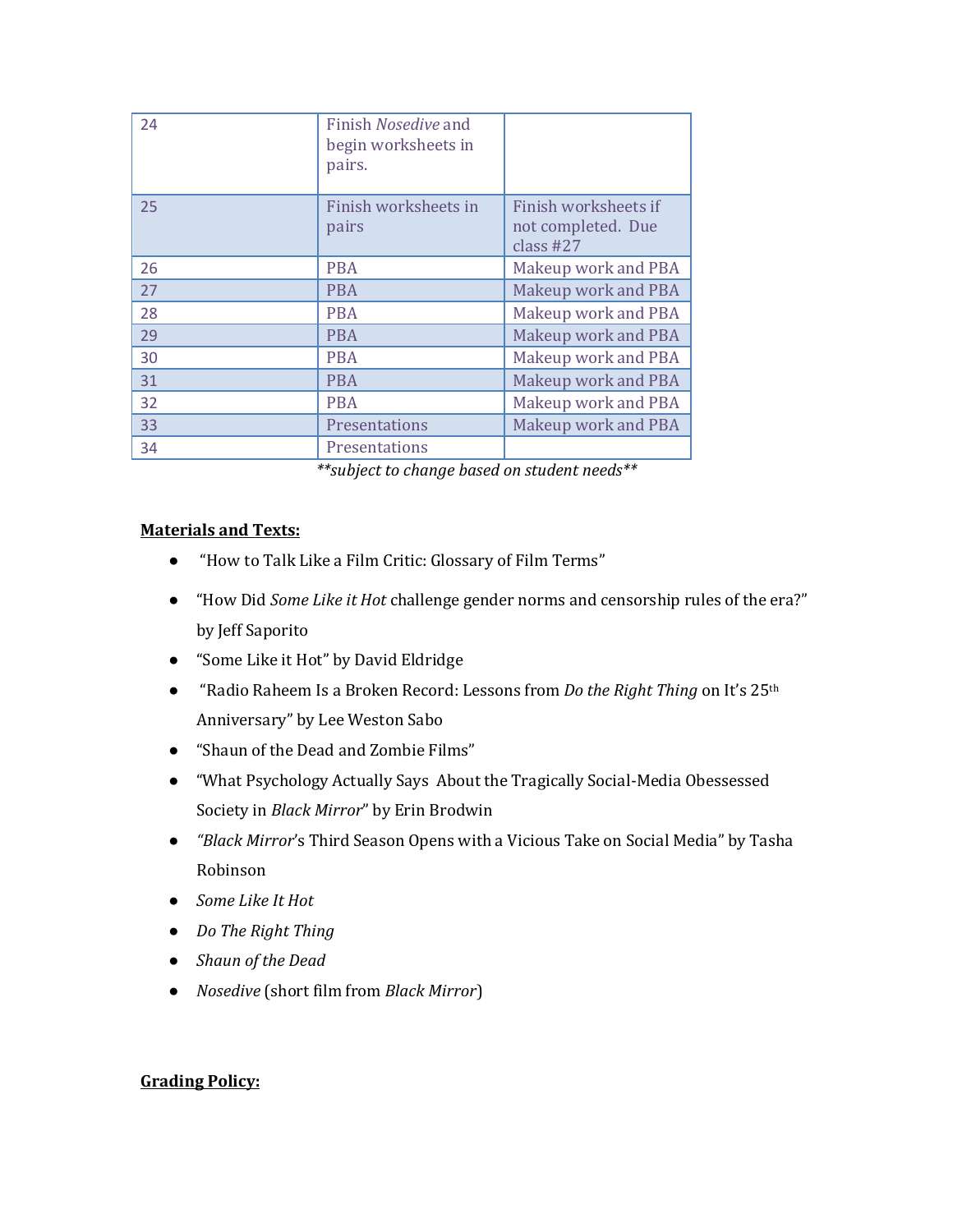| | | |
|---|---|---|
| 24 | Finish *Nosedive* and begin worksheets in pairs. | |
| 25 | Finish worksheets in pairs | Finish worksheets if not completed. Due class #27 |
| 26 | PBA | Makeup work and PBA |
| 27 | PBA | Makeup work and PBA |
| 28 | PBA | Makeup work and PBA |
| 29 | PBA | Makeup work and PBA |
| 30 | PBA | Makeup work and PBA |
| 31 | PBA | Makeup work and PBA |
| 32 | PBA | Makeup work and PBA |
| 33 | Presentations | Makeup work and PBA |
| 34 | Presentations | |

***subject to change based on student needs***

**Materials and Texts:**

- "How to Talk Like a Film Critic: Glossary of Film Terms"
- "How Did *Some Like it Hot* challenge gender norms and censorship rules of the era?" by Jeff Saporito
- "Some Like it Hot" by David Eldridge
- "Radio Raheem Is a Broken Record: Lessons from *Do the Right Thing* on It's 25th Anniversary" by Lee Weston Sabo
- "Shaun of the Dead and Zombie Films"
- "What Psychology Actually Says About the Tragically Social-Media Obessessed Society in *Black Mirror*" by Erin Brodwin
- *"Black Mirror*'s Third Season Opens with a Vicious Take on Social Media" by Tasha Robinson
- *Some Like It Hot*
- *Do The Right Thing*
- *Shaun of the Dead*
- *Nosedive* (short film from *Black Mirror*)

**Grading Policy:**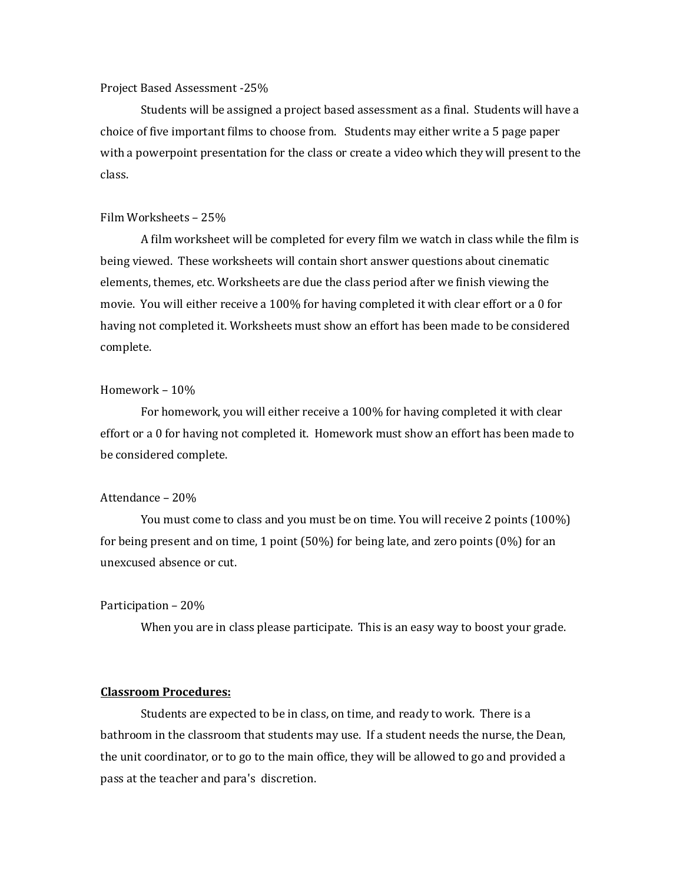Project Based Assessment -25%

Students will be assigned a project based assessment as a final. Students will have a choice of five important films to choose from. Students may either write a 5 page paper with a powerpoint presentation for the class or create a video which they will present to the class.

Film Worksheets – 25%

A film worksheet will be completed for every film we watch in class while the film is being viewed. These worksheets will contain short answer questions about cinematic elements, themes, etc. Worksheets are due the class period after we finish viewing the movie. You will either receive a 100% for having completed it with clear effort or a 0 for having not completed it. Worksheets must show an effort has been made to be considered complete.

Homework – 10%

For homework, you will either receive a 100% for having completed it with clear effort or a 0 for having not completed it. Homework must show an effort has been made to be considered complete.

Attendance – 20%

You must come to class and you must be on time. You will receive 2 points (100%) for being present and on time, 1 point (50%) for being late, and zero points (0%) for an unexcused absence or cut.

Participation – 20%

When you are in class please participate. This is an easy way to boost your grade.

**<u>Classroom Procedures:</u>**

Students are expected to be in class, on time, and ready to work. There is a bathroom in the classroom that students may use. If a student needs the nurse, the Dean, the unit coordinator, or to go to the main office, they will be allowed to go and provided a pass at the teacher and para's discretion.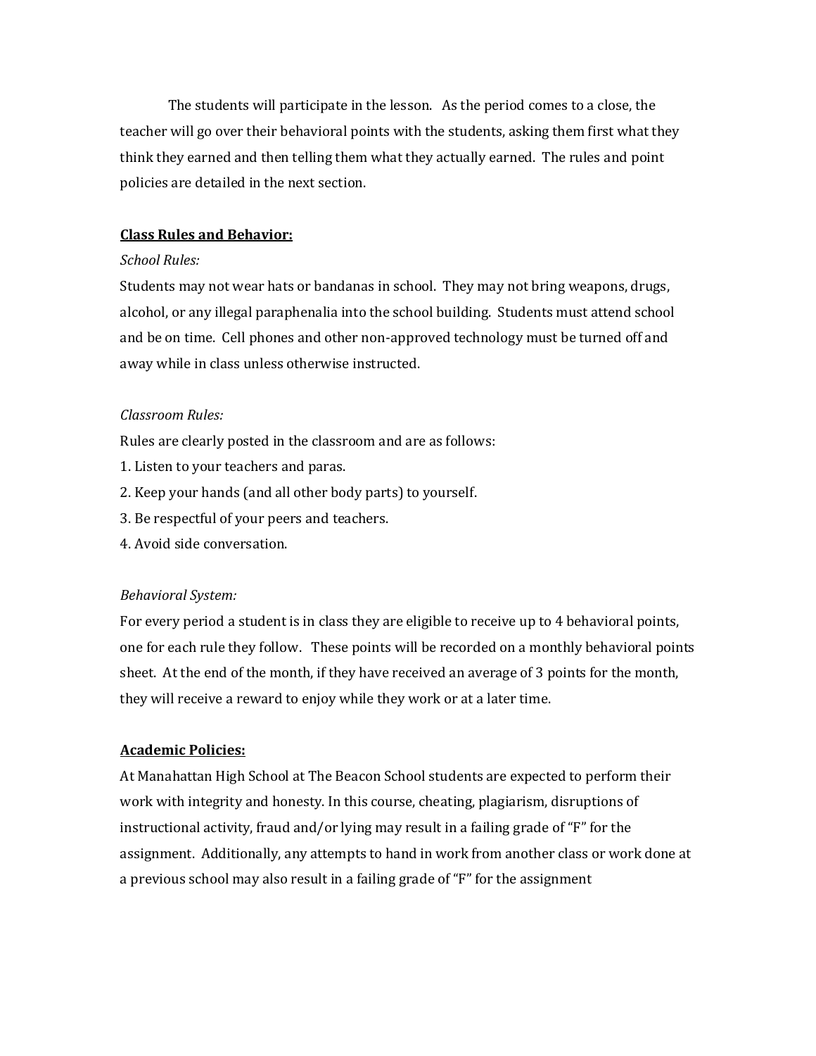The students will participate in the lesson. As the period comes to a close, the teacher will go over their behavioral points with the students, asking them first what they think they earned and then telling them what they actually earned. The rules and point policies are detailed in the next section.

**Class Rules and Behavior:**

*School Rules:*

Students may not wear hats or bandanas in school. They may not bring weapons, drugs, alcohol, or any illegal paraphenalia into the school building. Students must attend school and be on time. Cell phones and other non-approved technology must be turned off and away while in class unless otherwise instructed.

*Classroom Rules:*

Rules are clearly posted in the classroom and are as follows:

1. Listen to your teachers and paras.
2. Keep your hands (and all other body parts) to yourself.
3. Be respectful of your peers and teachers.
4. Avoid side conversation.

*Behavioral System:*

For every period a student is in class they are eligible to receive up to 4 behavioral points, one for each rule they follow. These points will be recorded on a monthly behavioral points sheet. At the end of the month, if they have received an average of 3 points for the month, they will receive a reward to enjoy while they work or at a later time.

**Academic Policies:**

At Manahattan High School at The Beacon School students are expected to perform their work with integrity and honesty. In this course, cheating, plagiarism, disruptions of instructional activity, fraud and/or lying may result in a failing grade of "F" for the assignment. Additionally, any attempts to hand in work from another class or work done at a previous school may also result in a failing grade of "F" for the assignment